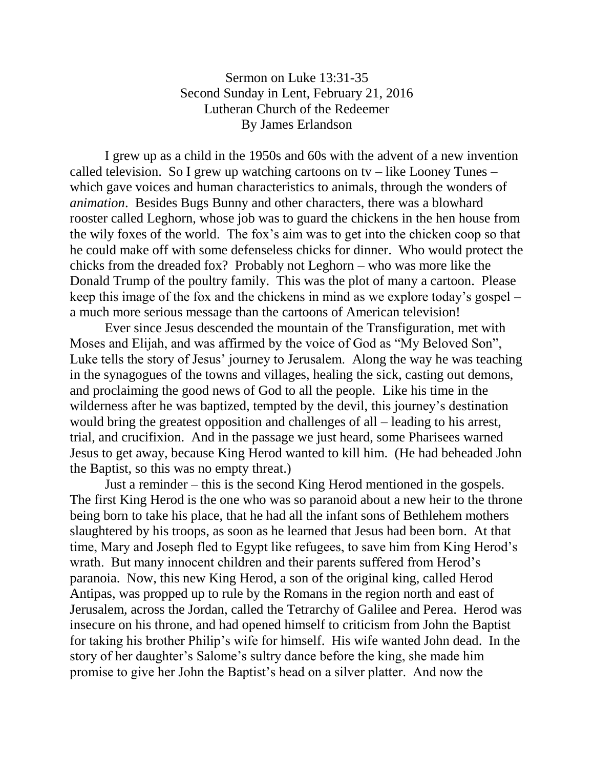# Sermon on Luke 13:31-35
Second Sunday in Lent, February 21, 2016
Lutheran Church of the Redeemer
By James Erlandson

I grew up as a child in the 1950s and 60s with the advent of a new invention called television. So I grew up watching cartoons on tv – like Looney Tunes – which gave voices and human characteristics to animals, through the wonders of *animation*. Besides Bugs Bunny and other characters, there was a blowhard rooster called Leghorn, whose job was to guard the chickens in the hen house from the wily foxes of the world. The fox's aim was to get into the chicken coop so that he could make off with some defenseless chicks for dinner. Who would protect the chicks from the dreaded fox? Probably not Leghorn – who was more like the Donald Trump of the poultry family. This was the plot of many a cartoon. Please keep this image of the fox and the chickens in mind as we explore today's gospel – a much more serious message than the cartoons of American television!

Ever since Jesus descended the mountain of the Transfiguration, met with Moses and Elijah, and was affirmed by the voice of God as "My Beloved Son", Luke tells the story of Jesus' journey to Jerusalem. Along the way he was teaching in the synagogues of the towns and villages, healing the sick, casting out demons, and proclaiming the good news of God to all the people. Like his time in the wilderness after he was baptized, tempted by the devil, this journey's destination would bring the greatest opposition and challenges of all – leading to his arrest, trial, and crucifixion. And in the passage we just heard, some Pharisees warned Jesus to get away, because King Herod wanted to kill him. (He had beheaded John the Baptist, so this was no empty threat.)

Just a reminder – this is the second King Herod mentioned in the gospels. The first King Herod is the one who was so paranoid about a new heir to the throne being born to take his place, that he had all the infant sons of Bethlehem mothers slaughtered by his troops, as soon as he learned that Jesus had been born. At that time, Mary and Joseph fled to Egypt like refugees, to save him from King Herod's wrath. But many innocent children and their parents suffered from Herod's paranoia. Now, this new King Herod, a son of the original king, called Herod Antipas, was propped up to rule by the Romans in the region north and east of Jerusalem, across the Jordan, called the Tetrarchy of Galilee and Perea. Herod was insecure on his throne, and had opened himself to criticism from John the Baptist for taking his brother Philip's wife for himself. His wife wanted John dead. In the story of her daughter's Salome's sultry dance before the king, she made him promise to give her John the Baptist's head on a silver platter. And now the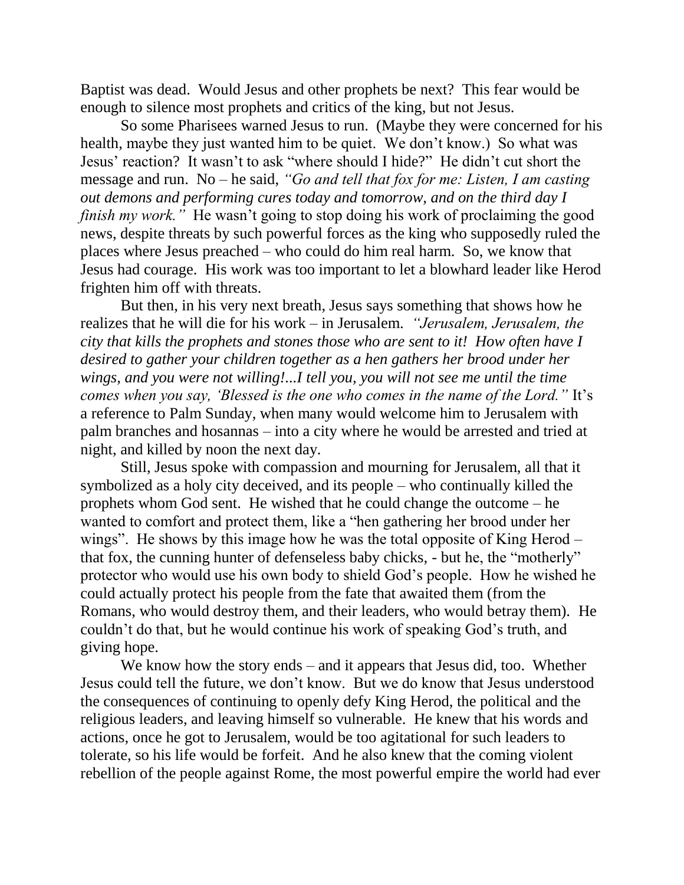Baptist was dead. Would Jesus and other prophets be next? This fear would be enough to silence most prophets and critics of the king, but not Jesus.

So some Pharisees warned Jesus to run. (Maybe they were concerned for his health, maybe they just wanted him to be quiet. We don't know.) So what was Jesus' reaction? It wasn't to ask "where should I hide?" He didn't cut short the message and run. No – he said, *"Go and tell that fox for me: Listen, I am casting out demons and performing cures today and tomorrow, and on the third day I finish my work."* He wasn't going to stop doing his work of proclaiming the good news, despite threats by such powerful forces as the king who supposedly ruled the places where Jesus preached – who could do him real harm. So, we know that Jesus had courage. His work was too important to let a blowhard leader like Herod frighten him off with threats.

But then, in his very next breath, Jesus says something that shows how he realizes that he will die for his work – in Jerusalem. *"Jerusalem, Jerusalem, the city that kills the prophets and stones those who are sent to it! How often have I desired to gather your children together as a hen gathers her brood under her wings, and you were not willing!...I tell you, you will not see me until the time comes when you say, 'Blessed is the one who comes in the name of the Lord."* It's a reference to Palm Sunday, when many would welcome him to Jerusalem with palm branches and hosannas – into a city where he would be arrested and tried at night, and killed by noon the next day.

Still, Jesus spoke with compassion and mourning for Jerusalem, all that it symbolized as a holy city deceived, and its people – who continually killed the prophets whom God sent. He wished that he could change the outcome – he wanted to comfort and protect them, like a "hen gathering her brood under her wings". He shows by this image how he was the total opposite of King Herod – that fox, the cunning hunter of defenseless baby chicks, - but he, the "motherly" protector who would use his own body to shield God's people. How he wished he could actually protect his people from the fate that awaited them (from the Romans, who would destroy them, and their leaders, who would betray them). He couldn't do that, but he would continue his work of speaking God's truth, and giving hope.

We know how the story ends – and it appears that Jesus did, too. Whether Jesus could tell the future, we don't know. But we do know that Jesus understood the consequences of continuing to openly defy King Herod, the political and the religious leaders, and leaving himself so vulnerable. He knew that his words and actions, once he got to Jerusalem, would be too agitational for such leaders to tolerate, so his life would be forfeit. And he also knew that the coming violent rebellion of the people against Rome, the most powerful empire the world had ever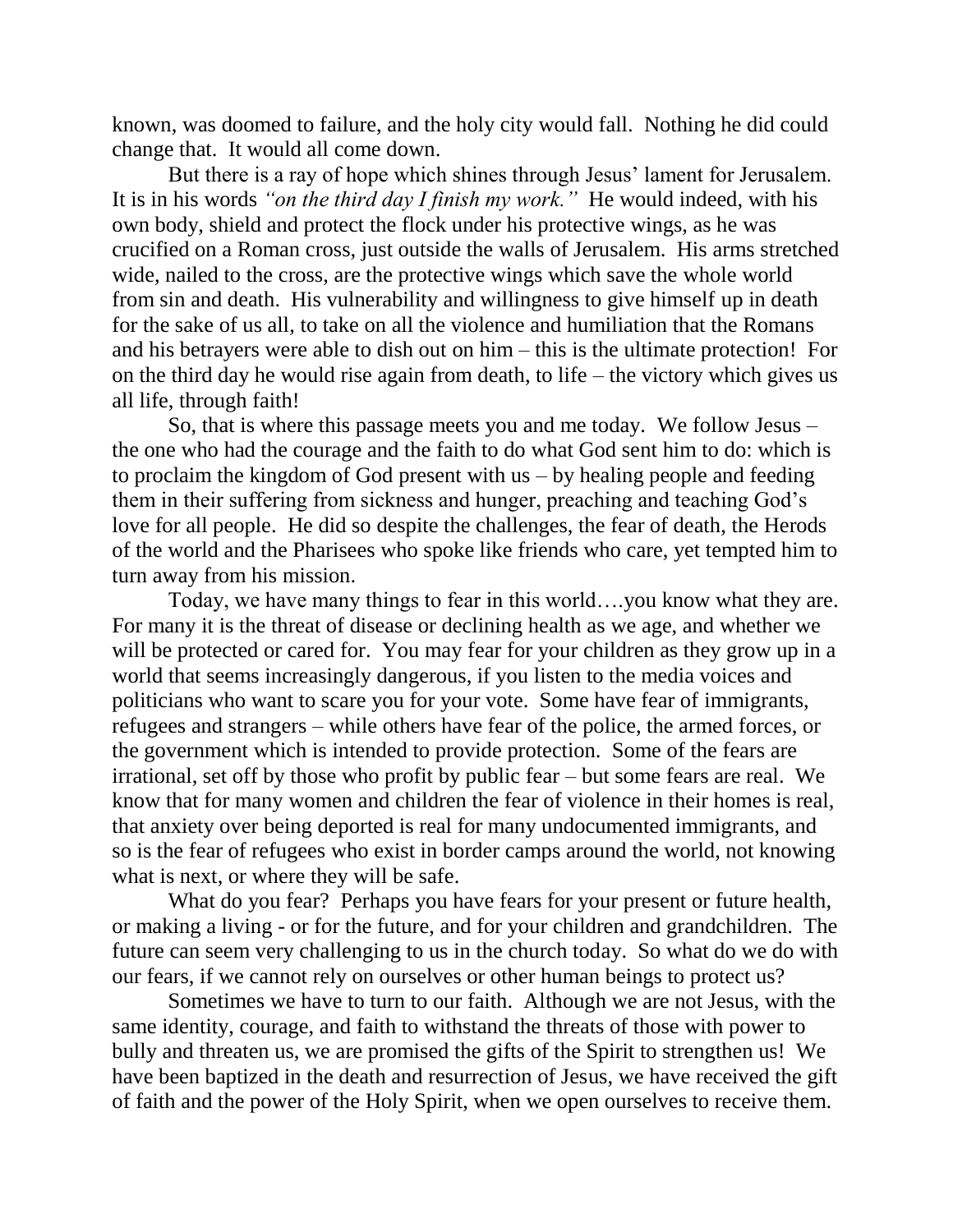known, was doomed to failure, and the holy city would fall. Nothing he did could change that. It would all come down.

But there is a ray of hope which shines through Jesus' lament for Jerusalem. It is in his words *"on the third day I finish my work."* He would indeed, with his own body, shield and protect the flock under his protective wings, as he was crucified on a Roman cross, just outside the walls of Jerusalem. His arms stretched wide, nailed to the cross, are the protective wings which save the whole world from sin and death. His vulnerability and willingness to give himself up in death for the sake of us all, to take on all the violence and humiliation that the Romans and his betrayers were able to dish out on him – this is the ultimate protection! For on the third day he would rise again from death, to life – the victory which gives us all life, through faith!

So, that is where this passage meets you and me today. We follow Jesus – the one who had the courage and the faith to do what God sent him to do: which is to proclaim the kingdom of God present with us – by healing people and feeding them in their suffering from sickness and hunger, preaching and teaching God's love for all people. He did so despite the challenges, the fear of death, the Herods of the world and the Pharisees who spoke like friends who care, yet tempted him to turn away from his mission.

Today, we have many things to fear in this world….you know what they are. For many it is the threat of disease or declining health as we age, and whether we will be protected or cared for. You may fear for your children as they grow up in a world that seems increasingly dangerous, if you listen to the media voices and politicians who want to scare you for your vote. Some have fear of immigrants, refugees and strangers – while others have fear of the police, the armed forces, or the government which is intended to provide protection. Some of the fears are irrational, set off by those who profit by public fear – but some fears are real. We know that for many women and children the fear of violence in their homes is real, that anxiety over being deported is real for many undocumented immigrants, and so is the fear of refugees who exist in border camps around the world, not knowing what is next, or where they will be safe.

What do you fear? Perhaps you have fears for your present or future health, or making a living - or for the future, and for your children and grandchildren. The future can seem very challenging to us in the church today. So what do we do with our fears, if we cannot rely on ourselves or other human beings to protect us?

Sometimes we have to turn to our faith. Although we are not Jesus, with the same identity, courage, and faith to withstand the threats of those with power to bully and threaten us, we are promised the gifts of the Spirit to strengthen us! We have been baptized in the death and resurrection of Jesus, we have received the gift of faith and the power of the Holy Spirit, when we open ourselves to receive them.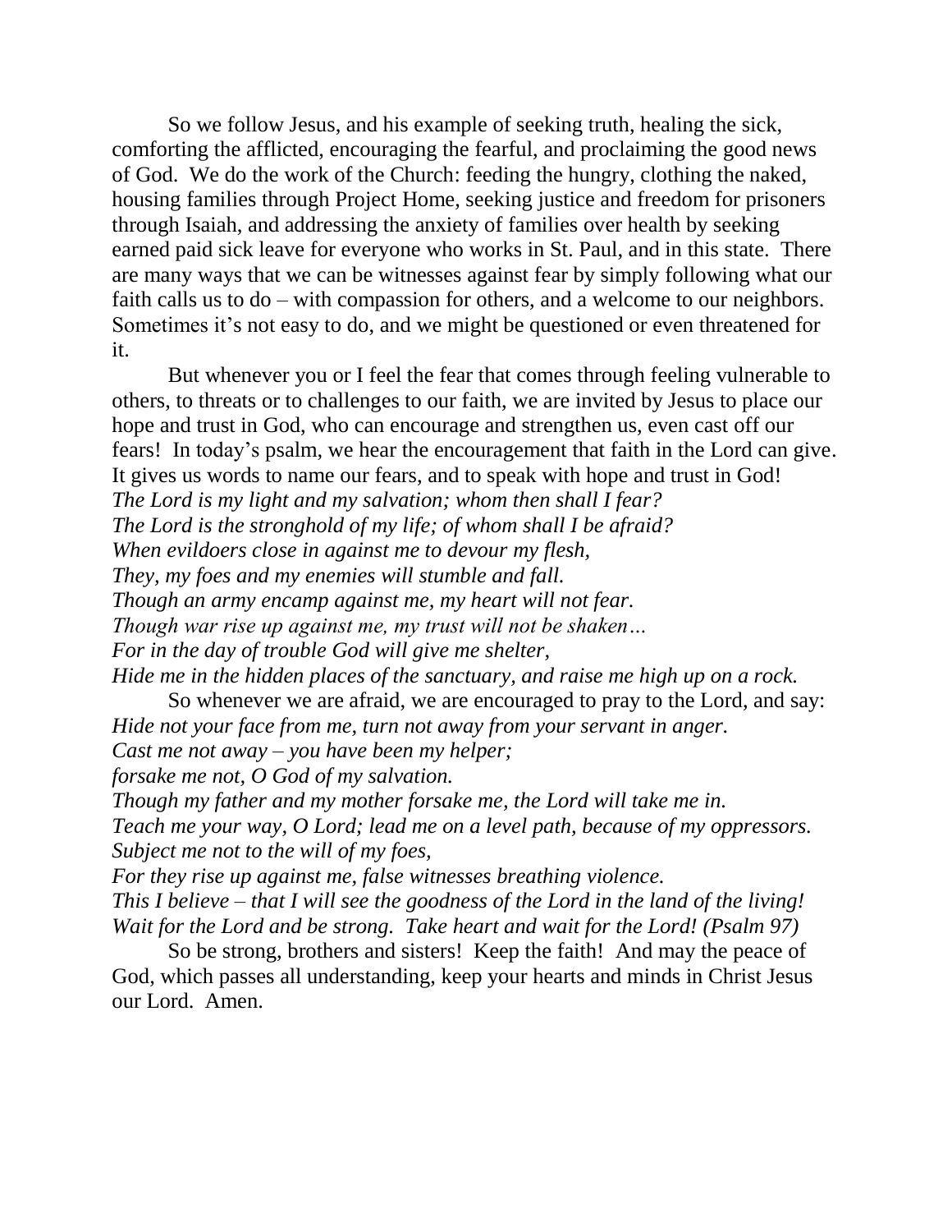So we follow Jesus, and his example of seeking truth, healing the sick, comforting the afflicted, encouraging the fearful, and proclaiming the good news of God. We do the work of the Church: feeding the hungry, clothing the naked, housing families through Project Home, seeking justice and freedom for prisoners through Isaiah, and addressing the anxiety of families over health by seeking earned paid sick leave for everyone who works in St. Paul, and in this state. There are many ways that we can be witnesses against fear by simply following what our faith calls us to do – with compassion for others, and a welcome to our neighbors. Sometimes it's not easy to do, and we might be questioned or even threatened for it.

But whenever you or I feel the fear that comes through feeling vulnerable to others, to threats or to challenges to our faith, we are invited by Jesus to place our hope and trust in God, who can encourage and strengthen us, even cast off our fears! In today's psalm, we hear the encouragement that faith in the Lord can give. It gives us words to name our fears, and to speak with hope and trust in God!

*The Lord is my light and my salvation; whom then shall I fear?*
*The Lord is the stronghold of my life; of whom shall I be afraid?*
*When evildoers close in against me to devour my flesh,*
*They, my foes and my enemies will stumble and fall.*
*Though an army encamp against me, my heart will not fear.*
*Though war rise up against me, my trust will not be shaken…*
*For in the day of trouble God will give me shelter,*
*Hide me in the hidden places of the sanctuary, and raise me high up on a rock.*

So whenever we are afraid, we are encouraged to pray to the Lord, and say:

*Hide not your face from me, turn not away from your servant in anger.*
*Cast me not away – you have been my helper;*
*forsake me not, O God of my salvation.*
*Though my father and my mother forsake me, the Lord will take me in.*
*Teach me your way, O Lord; lead me on a level path, because of my oppressors.*
*Subject me not to the will of my foes,*
*For they rise up against me, false witnesses breathing violence.*
*This I believe – that I will see the goodness of the Lord in the land of the living!*
*Wait for the Lord and be strong. Take heart and wait for the Lord! (Psalm 97)*

So be strong, brothers and sisters! Keep the faith! And may the peace of God, which passes all understanding, keep your hearts and minds in Christ Jesus our Lord. Amen.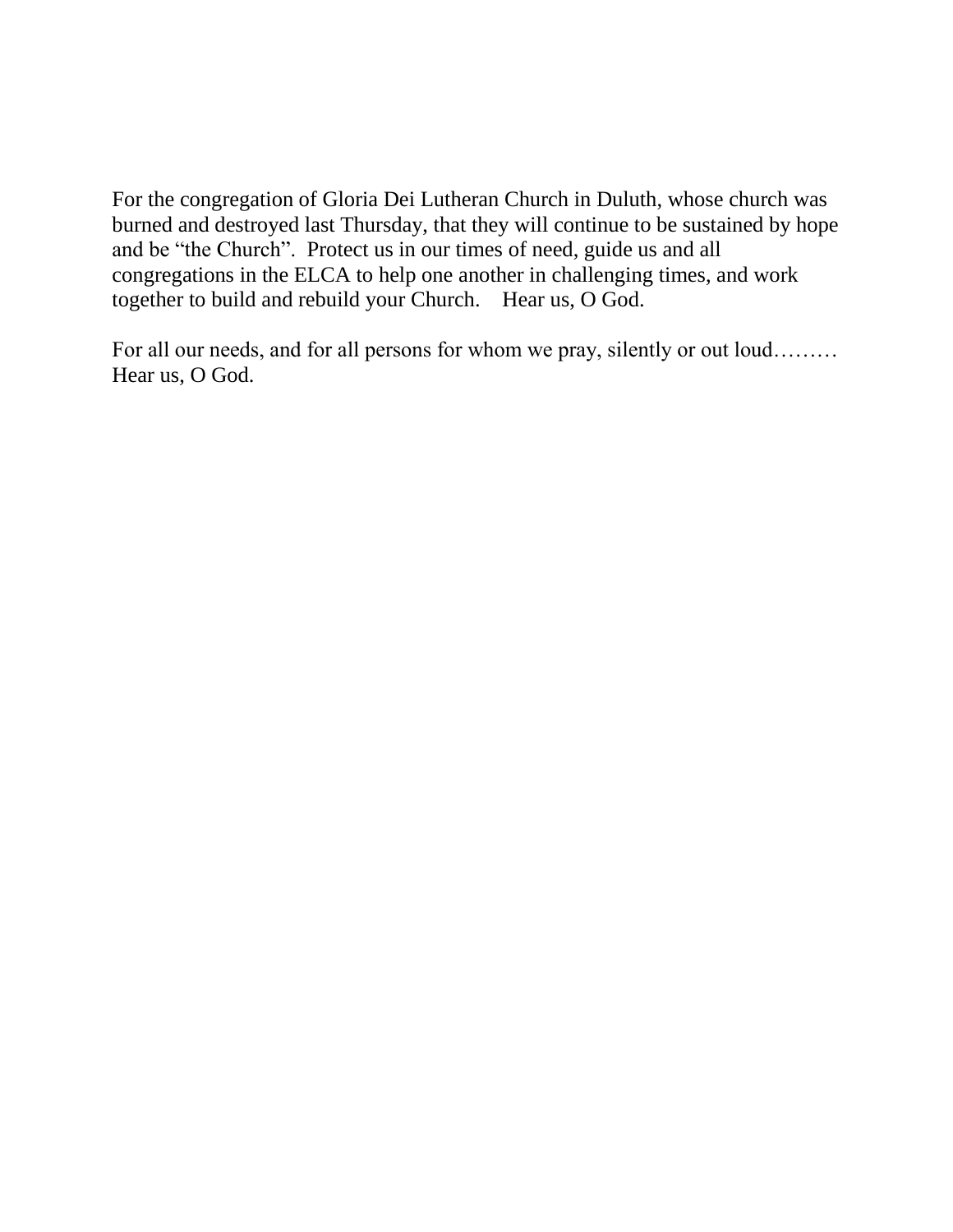For the congregation of Gloria Dei Lutheran Church in Duluth, whose church was burned and destroyed last Thursday, that they will continue to be sustained by hope and be "the Church". Protect us in our times of need, guide us and all congregations in the ELCA to help one another in challenging times, and work together to build and rebuild your Church. Hear us, O God.

For all our needs, and for all persons for whom we pray, silently or out loud……… Hear us, O God.